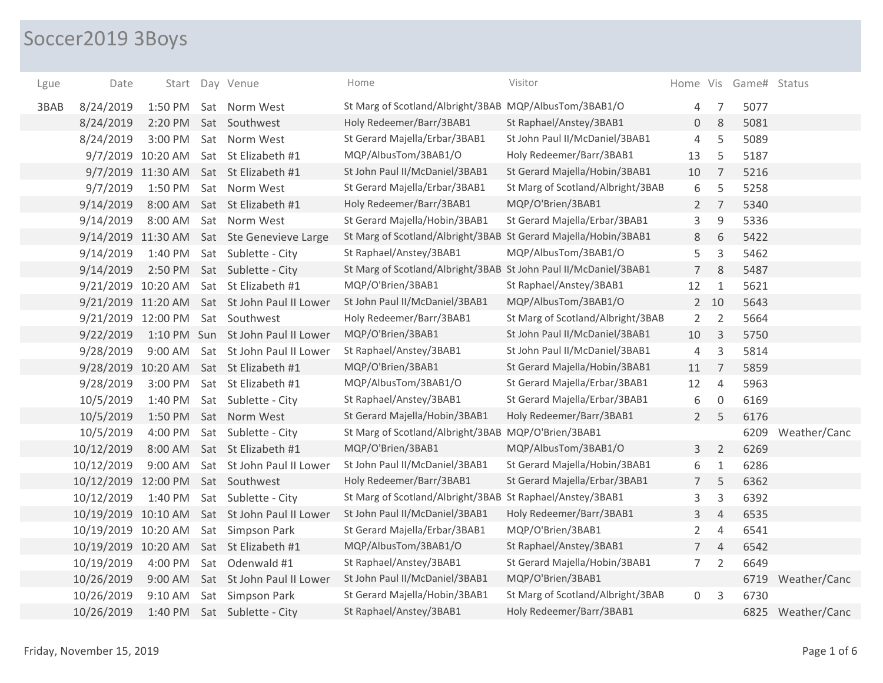# Soccer2019 3Boys

| Lgue | Date | Start | Day | Venue | Home | Visitor | Home | Vis | Game# | Status |
|---|---|---|---|---|---|---|---|---|---|---|
| 3BAB | 8/24/2019 | 1:50 PM | Sat | Norm West | St Marg of Scotland/Albright/3BAB | MQP/AlbusTom/3BAB1/O | 4 | 7 | 5077 | |
| | 8/24/2019 | 2:20 PM | Sat | Southwest | Holy Redeemer/Barr/3BAB1 | St Raphael/Anstey/3BAB1 | 0 | 8 | 5081 | |
| | 8/24/2019 | 3:00 PM | Sat | Norm West | St Gerard Majella/Erbar/3BAB1 | St John Paul II/McDaniel/3BAB1 | 4 | 5 | 5089 | |
| | 9/7/2019 | 10:20 AM | Sat | St Elizabeth #1 | MQP/AlbusTom/3BAB1/O | Holy Redeemer/Barr/3BAB1 | 13 | 5 | 5187 | |
| | 9/7/2019 | 11:30 AM | Sat | St Elizabeth #1 | St John Paul II/McDaniel/3BAB1 | St Gerard Majella/Hobin/3BAB1 | 10 | 7 | 5216 | |
| | 9/7/2019 | 1:50 PM | Sat | Norm West | St Gerard Majella/Erbar/3BAB1 | St Marg of Scotland/Albright/3BAB | 6 | 5 | 5258 | |
| | 9/14/2019 | 8:00 AM | Sat | St Elizabeth #1 | Holy Redeemer/Barr/3BAB1 | MQP/O'Brien/3BAB1 | 2 | 7 | 5340 | |
| | 9/14/2019 | 8:00 AM | Sat | Norm West | St Gerard Majella/Hobin/3BAB1 | St Gerard Majella/Erbar/3BAB1 | 3 | 9 | 5336 | |
| | 9/14/2019 | 11:30 AM | Sat | Ste Genevieve Large | St Marg of Scotland/Albright/3BAB | St Gerard Majella/Hobin/3BAB1 | 8 | 6 | 5422 | |
| | 9/14/2019 | 1:40 PM | Sat | Sublette - City | St Raphael/Anstey/3BAB1 | MQP/AlbusTom/3BAB1/O | 5 | 3 | 5462 | |
| | 9/14/2019 | 2:50 PM | Sat | Sublette - City | St Marg of Scotland/Albright/3BAB | St John Paul II/McDaniel/3BAB1 | 7 | 8 | 5487 | |
| | 9/21/2019 | 10:20 AM | Sat | St Elizabeth #1 | MQP/O'Brien/3BAB1 | St Raphael/Anstey/3BAB1 | 12 | 1 | 5621 | |
| | 9/21/2019 | 11:20 AM | Sat | St John Paul II Lower | St John Paul II/McDaniel/3BAB1 | MQP/AlbusTom/3BAB1/O | 2 | 10 | 5643 | |
| | 9/21/2019 | 12:00 PM | Sat | Southwest | Holy Redeemer/Barr/3BAB1 | St Marg of Scotland/Albright/3BAB | 2 | 2 | 5664 | |
| | 9/22/2019 | 1:10 PM | Sun | St John Paul II Lower | MQP/O'Brien/3BAB1 | St John Paul II/McDaniel/3BAB1 | 10 | 3 | 5750 | |
| | 9/28/2019 | 9:00 AM | Sat | St John Paul II Lower | St Raphael/Anstey/3BAB1 | St John Paul II/McDaniel/3BAB1 | 4 | 3 | 5814 | |
| | 9/28/2019 | 10:20 AM | Sat | St Elizabeth #1 | MQP/O'Brien/3BAB1 | St Gerard Majella/Hobin/3BAB1 | 11 | 7 | 5859 | |
| | 9/28/2019 | 3:00 PM | Sat | St Elizabeth #1 | MQP/AlbusTom/3BAB1/O | St Gerard Majella/Erbar/3BAB1 | 12 | 4 | 5963 | |
| | 10/5/2019 | 1:40 PM | Sat | Sublette - City | St Raphael/Anstey/3BAB1 | St Gerard Majella/Erbar/3BAB1 | 6 | 0 | 6169 | |
| | 10/5/2019 | 1:50 PM | Sat | Norm West | St Gerard Majella/Hobin/3BAB1 | Holy Redeemer/Barr/3BAB1 | 2 | 5 | 6176 | |
| | 10/5/2019 | 4:00 PM | Sat | Sublette - City | St Marg of Scotland/Albright/3BAB | MQP/O'Brien/3BAB1 | | | 6209 | Weather/Canc |
| | 10/12/2019 | 8:00 AM | Sat | St Elizabeth #1 | MQP/O'Brien/3BAB1 | MQP/AlbusTom/3BAB1/O | 3 | 2 | 6269 | |
| | 10/12/2019 | 9:00 AM | Sat | St John Paul II Lower | St John Paul II/McDaniel/3BAB1 | St Gerard Majella/Hobin/3BAB1 | 6 | 1 | 6286 | |
| | 10/12/2019 | 12:00 PM | Sat | Southwest | Holy Redeemer/Barr/3BAB1 | St Gerard Majella/Erbar/3BAB1 | 7 | 5 | 6362 | |
| | 10/12/2019 | 1:40 PM | Sat | Sublette - City | St Marg of Scotland/Albright/3BAB | St Raphael/Anstey/3BAB1 | 3 | 3 | 6392 | |
| | 10/19/2019 | 10:10 AM | Sat | St John Paul II Lower | St John Paul II/McDaniel/3BAB1 | Holy Redeemer/Barr/3BAB1 | 3 | 4 | 6535 | |
| | 10/19/2019 | 10:20 AM | Sat | Simpson Park | St Gerard Majella/Erbar/3BAB1 | MQP/O'Brien/3BAB1 | 2 | 4 | 6541 | |
| | 10/19/2019 | 10:20 AM | Sat | St Elizabeth #1 | MQP/AlbusTom/3BAB1/O | St Raphael/Anstey/3BAB1 | 7 | 4 | 6542 | |
| | 10/19/2019 | 4:00 PM | Sat | Odenwald #1 | St Raphael/Anstey/3BAB1 | St Gerard Majella/Hobin/3BAB1 | 7 | 2 | 6649 | |
| | 10/26/2019 | 9:00 AM | Sat | St John Paul II Lower | St John Paul II/McDaniel/3BAB1 | MQP/O'Brien/3BAB1 | | | 6719 | Weather/Canc |
| | 10/26/2019 | 9:10 AM | Sat | Simpson Park | St Gerard Majella/Hobin/3BAB1 | St Marg of Scotland/Albright/3BAB | 0 | 3 | 6730 | |
| | 10/26/2019 | 1:40 PM | Sat | Sublette - City | St Raphael/Anstey/3BAB1 | Holy Redeemer/Barr/3BAB1 | | | 6825 | Weather/Canc |

Friday, November 15, 2019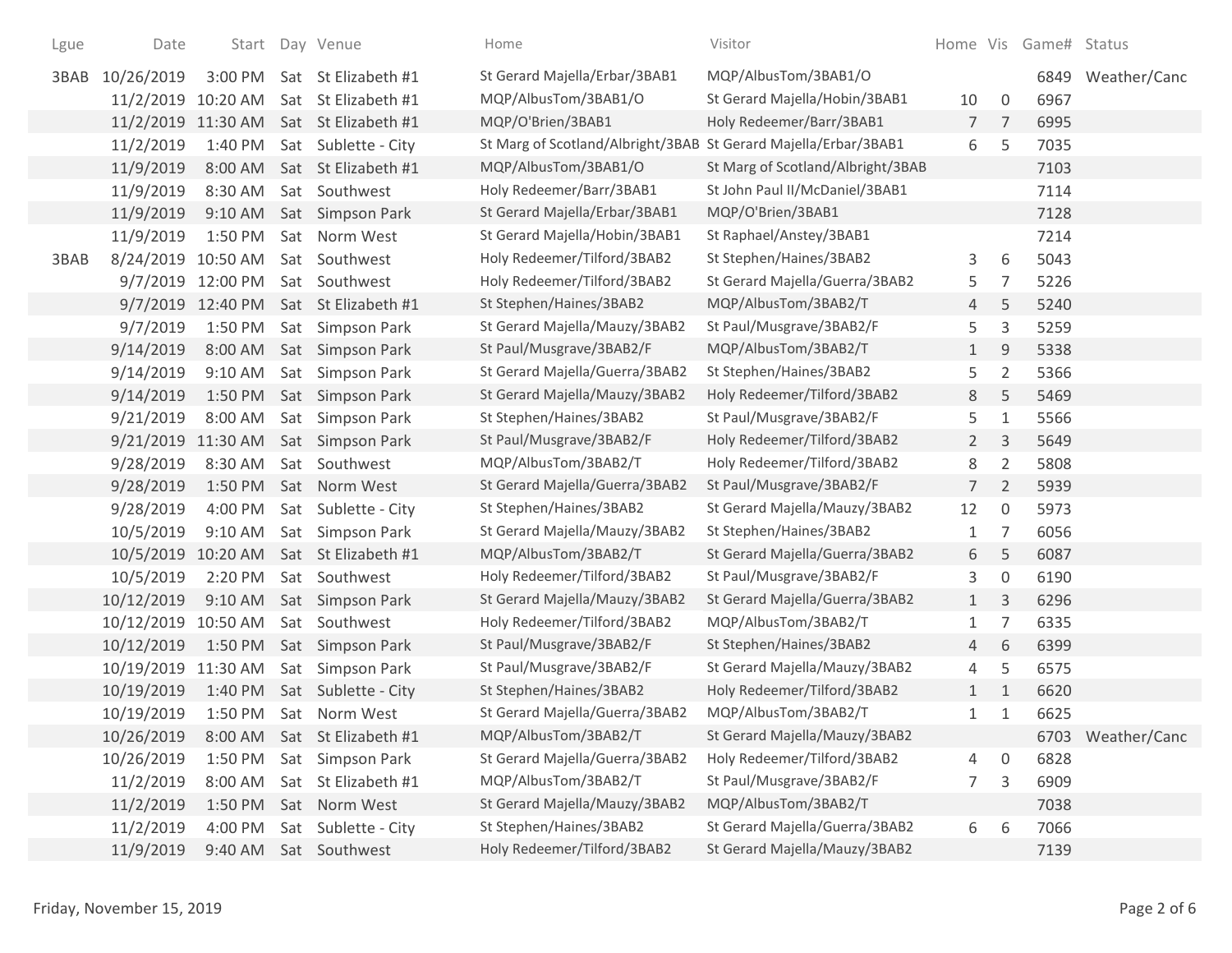| Lgue | Date | Start | Day | Venue | Home | Visitor | Home | Vis | Game# | Status |
|---|---|---|---|---|---|---|---|---|---|---|
| 3BAB | 10/26/2019 | 3:00 PM | Sat | St Elizabeth #1 | St Gerard Majella/Erbar/3BAB1 | MQP/AlbusTom/3BAB1/O | | | 6849 | Weather/Canc |
| | 11/2/2019 | 10:20 AM | Sat | St Elizabeth #1 | MQP/AlbusTom/3BAB1/O | St Gerard Majella/Hobin/3BAB1 | 10 | 0 | 6967 | |
| | 11/2/2019 | 11:30 AM | Sat | St Elizabeth #1 | MQP/O'Brien/3BAB1 | Holy Redeemer/Barr/3BAB1 | 7 | 7 | 6995 | |
| | 11/2/2019 | 1:40 PM | Sat | Sublette - City | St Marg of Scotland/Albright/3BAB | St Gerard Majella/Erbar/3BAB1 | 6 | 5 | 7035 | |
| | 11/9/2019 | 8:00 AM | Sat | St Elizabeth #1 | MQP/AlbusTom/3BAB1/O | St Marg of Scotland/Albright/3BAB | | | 7103 | |
| | 11/9/2019 | 8:30 AM | Sat | Southwest | Holy Redeemer/Barr/3BAB1 | St John Paul II/McDaniel/3BAB1 | | | 7114 | |
| | 11/9/2019 | 9:10 AM | Sat | Simpson Park | St Gerard Majella/Erbar/3BAB1 | MQP/O'Brien/3BAB1 | | | 7128 | |
| | 11/9/2019 | 1:50 PM | Sat | Norm West | St Gerard Majella/Hobin/3BAB1 | St Raphael/Anstey/3BAB1 | | | 7214 | |
| 3BAB | 8/24/2019 | 10:50 AM | Sat | Southwest | Holy Redeemer/Tilford/3BAB2 | St Stephen/Haines/3BAB2 | 3 | 6 | 5043 | |
| | 9/7/2019 | 12:00 PM | Sat | Southwest | Holy Redeemer/Tilford/3BAB2 | St Gerard Majella/Guerra/3BAB2 | 5 | 7 | 5226 | |
| | 9/7/2019 | 12:40 PM | Sat | St Elizabeth #1 | St Stephen/Haines/3BAB2 | MQP/AlbusTom/3BAB2/T | 4 | 5 | 5240 | |
| | 9/7/2019 | 1:50 PM | Sat | Simpson Park | St Gerard Majella/Mauzy/3BAB2 | St Paul/Musgrave/3BAB2/F | 5 | 3 | 5259 | |
| | 9/14/2019 | 8:00 AM | Sat | Simpson Park | St Paul/Musgrave/3BAB2/F | MQP/AlbusTom/3BAB2/T | 1 | 9 | 5338 | |
| | 9/14/2019 | 9:10 AM | Sat | Simpson Park | St Gerard Majella/Guerra/3BAB2 | St Stephen/Haines/3BAB2 | 5 | 2 | 5366 | |
| | 9/14/2019 | 1:50 PM | Sat | Simpson Park | St Gerard Majella/Mauzy/3BAB2 | Holy Redeemer/Tilford/3BAB2 | 8 | 5 | 5469 | |
| | 9/21/2019 | 8:00 AM | Sat | Simpson Park | St Stephen/Haines/3BAB2 | St Paul/Musgrave/3BAB2/F | 5 | 1 | 5566 | |
| | 9/21/2019 | 11:30 AM | Sat | Simpson Park | St Paul/Musgrave/3BAB2/F | Holy Redeemer/Tilford/3BAB2 | 2 | 3 | 5649 | |
| | 9/28/2019 | 8:30 AM | Sat | Southwest | MQP/AlbusTom/3BAB2/T | Holy Redeemer/Tilford/3BAB2 | 8 | 2 | 5808 | |
| | 9/28/2019 | 1:50 PM | Sat | Norm West | St Gerard Majella/Guerra/3BAB2 | St Paul/Musgrave/3BAB2/F | 7 | 2 | 5939 | |
| | 9/28/2019 | 4:00 PM | Sat | Sublette - City | St Stephen/Haines/3BAB2 | St Gerard Majella/Mauzy/3BAB2 | 12 | 0 | 5973 | |
| | 10/5/2019 | 9:10 AM | Sat | Simpson Park | St Gerard Majella/Mauzy/3BAB2 | St Stephen/Haines/3BAB2 | 1 | 7 | 6056 | |
| | 10/5/2019 | 10:20 AM | Sat | St Elizabeth #1 | MQP/AlbusTom/3BAB2/T | St Gerard Majella/Guerra/3BAB2 | 6 | 5 | 6087 | |
| | 10/5/2019 | 2:20 PM | Sat | Southwest | Holy Redeemer/Tilford/3BAB2 | St Paul/Musgrave/3BAB2/F | 3 | 0 | 6190 | |
| | 10/12/2019 | 9:10 AM | Sat | Simpson Park | St Gerard Majella/Mauzy/3BAB2 | St Gerard Majella/Guerra/3BAB2 | 1 | 3 | 6296 | |
| | 10/12/2019 | 10:50 AM | Sat | Southwest | Holy Redeemer/Tilford/3BAB2 | MQP/AlbusTom/3BAB2/T | 1 | 7 | 6335 | |
| | 10/12/2019 | 1:50 PM | Sat | Simpson Park | St Paul/Musgrave/3BAB2/F | St Stephen/Haines/3BAB2 | 4 | 6 | 6399 | |
| | 10/19/2019 | 11:30 AM | Sat | Simpson Park | St Paul/Musgrave/3BAB2/F | St Gerard Majella/Mauzy/3BAB2 | 4 | 5 | 6575 | |
| | 10/19/2019 | 1:40 PM | Sat | Sublette - City | St Stephen/Haines/3BAB2 | Holy Redeemer/Tilford/3BAB2 | 1 | 1 | 6620 | |
| | 10/19/2019 | 1:50 PM | Sat | Norm West | St Gerard Majella/Guerra/3BAB2 | MQP/AlbusTom/3BAB2/T | 1 | 1 | 6625 | |
| | 10/26/2019 | 8:00 AM | Sat | St Elizabeth #1 | MQP/AlbusTom/3BAB2/T | St Gerard Majella/Mauzy/3BAB2 | | | 6703 | Weather/Canc |
| | 10/26/2019 | 1:50 PM | Sat | Simpson Park | St Gerard Majella/Guerra/3BAB2 | Holy Redeemer/Tilford/3BAB2 | 4 | 0 | 6828 | |
| | 11/2/2019 | 8:00 AM | Sat | St Elizabeth #1 | MQP/AlbusTom/3BAB2/T | St Paul/Musgrave/3BAB2/F | 7 | 3 | 6909 | |
| | 11/2/2019 | 1:50 PM | Sat | Norm West | St Gerard Majella/Mauzy/3BAB2 | MQP/AlbusTom/3BAB2/T | | | 7038 | |
| | 11/2/2019 | 4:00 PM | Sat | Sublette - City | St Stephen/Haines/3BAB2 | St Gerard Majella/Guerra/3BAB2 | 6 | 6 | 7066 | |
| | 11/9/2019 | 9:40 AM | Sat | Southwest | Holy Redeemer/Tilford/3BAB2 | St Gerard Majella/Mauzy/3BAB2 | | | 7139 | |

Friday, November 15, 2019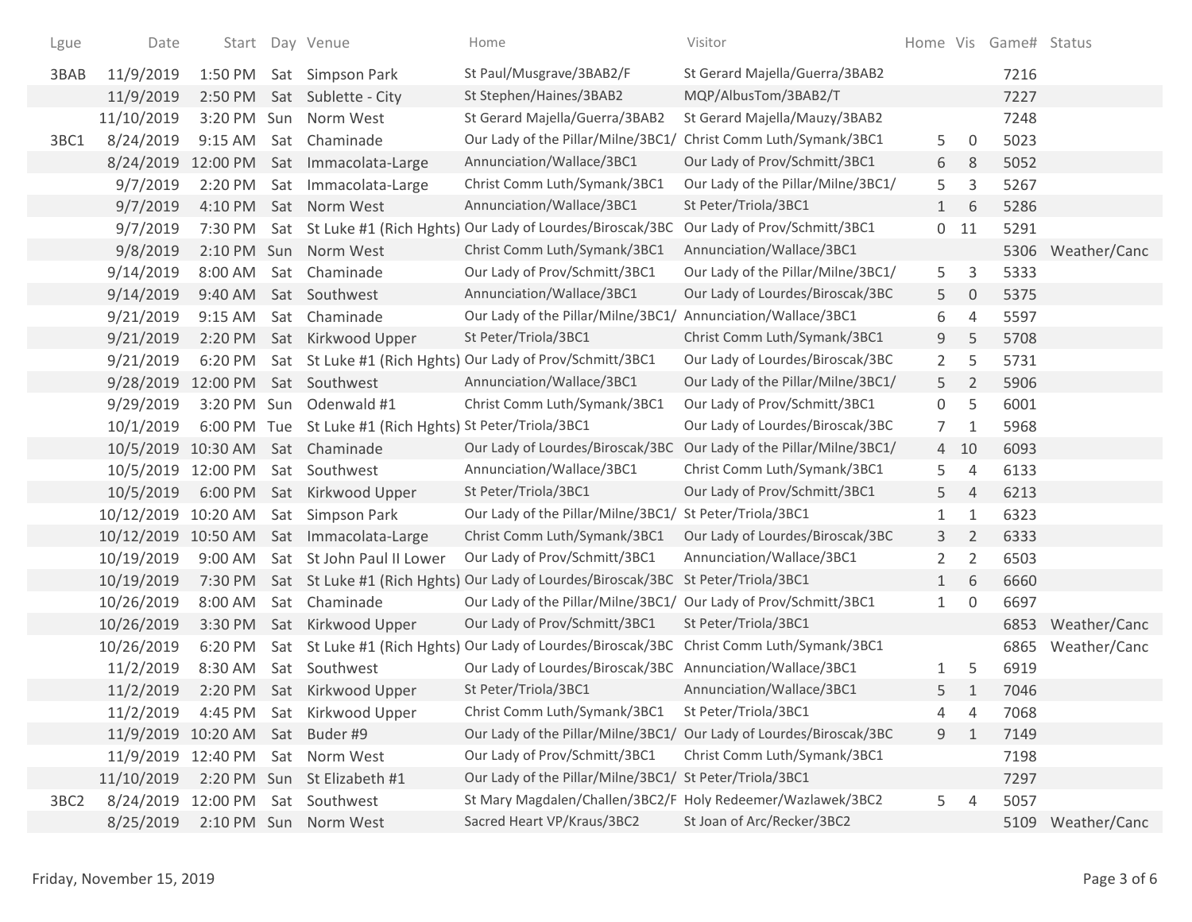| Lgue | Date | Start | Day | Venue | Home | Visitor | Home | Vis | Game# | Status |
|---|---|---|---|---|---|---|---|---|---|---|
| 3BAB | 11/9/2019 | 1:50 PM | Sat | Simpson Park | St Paul/Musgrave/3BAB2/F | St Gerard Majella/Guerra/3BAB2 | | | 7216 | |
| | 11/9/2019 | 2:50 PM | Sat | Sublette - City | St Stephen/Haines/3BAB2 | MQP/AlbusTom/3BAB2/T | | | 7227 | |
| | 11/10/2019 | 3:20 PM | Sun | Norm West | St Gerard Majella/Guerra/3BAB2 | St Gerard Majella/Mauzy/3BAB2 | | | 7248 | |
| 3BC1 | 8/24/2019 | 9:15 AM | Sat | Chaminade | Our Lady of the Pillar/Milne/3BC1/ | Christ Comm Luth/Symank/3BC1 | 5 | 0 | 5023 | |
| | 8/24/2019 | 12:00 PM | Sat | Immacolata-Large | Annunciation/Wallace/3BC1 | Our Lady of Prov/Schmitt/3BC1 | 6 | 8 | 5052 | |
| | 9/7/2019 | 2:20 PM | Sat | Immacolata-Large | Christ Comm Luth/Symank/3BC1 | Our Lady of the Pillar/Milne/3BC1/ | 5 | 3 | 5267 | |
| | 9/7/2019 | 4:10 PM | Sat | Norm West | Annunciation/Wallace/3BC1 | St Peter/Triola/3BC1 | 1 | 6 | 5286 | |
| | 9/7/2019 | 7:30 PM | Sat | St Luke #1 (Rich Hghts) | Our Lady of Lourdes/Biroscak/3BC | Our Lady of Prov/Schmitt/3BC1 | 0 | 11 | 5291 | |
| | 9/8/2019 | 2:10 PM | Sun | Norm West | Christ Comm Luth/Symank/3BC1 | Annunciation/Wallace/3BC1 | | | 5306 | Weather/Canc |
| | 9/14/2019 | 8:00 AM | Sat | Chaminade | Our Lady of Prov/Schmitt/3BC1 | Our Lady of the Pillar/Milne/3BC1/ | 5 | 3 | 5333 | |
| | 9/14/2019 | 9:40 AM | Sat | Southwest | Annunciation/Wallace/3BC1 | Our Lady of Lourdes/Biroscak/3BC | 5 | 0 | 5375 | |
| | 9/21/2019 | 9:15 AM | Sat | Chaminade | Our Lady of the Pillar/Milne/3BC1/ | Annunciation/Wallace/3BC1 | 6 | 4 | 5597 | |
| | 9/21/2019 | 2:20 PM | Sat | Kirkwood Upper | St Peter/Triola/3BC1 | Christ Comm Luth/Symank/3BC1 | 9 | 5 | 5708 | |
| | 9/21/2019 | 6:20 PM | Sat | St Luke #1 (Rich Hghts) | Our Lady of Prov/Schmitt/3BC1 | Our Lady of Lourdes/Biroscak/3BC | 2 | 5 | 5731 | |
| | 9/28/2019 | 12:00 PM | Sat | Southwest | Annunciation/Wallace/3BC1 | Our Lady of the Pillar/Milne/3BC1/ | 5 | 2 | 5906 | |
| | 9/29/2019 | 3:20 PM | Sun | Odenwald #1 | Christ Comm Luth/Symank/3BC1 | Our Lady of Prov/Schmitt/3BC1 | 0 | 5 | 6001 | |
| | 10/1/2019 | 6:00 PM | Tue | St Luke #1 (Rich Hghts) | St Peter/Triola/3BC1 | Our Lady of Lourdes/Biroscak/3BC | 7 | 1 | 5968 | |
| | 10/5/2019 | 10:30 AM | Sat | Chaminade | Our Lady of Lourdes/Biroscak/3BC | Our Lady of the Pillar/Milne/3BC1/ | 4 | 10 | 6093 | |
| | 10/5/2019 | 12:00 PM | Sat | Southwest | Annunciation/Wallace/3BC1 | Christ Comm Luth/Symank/3BC1 | 5 | 4 | 6133 | |
| | 10/5/2019 | 6:00 PM | Sat | Kirkwood Upper | St Peter/Triola/3BC1 | Our Lady of Prov/Schmitt/3BC1 | 5 | 4 | 6213 | |
| | 10/12/2019 | 10:20 AM | Sat | Simpson Park | Our Lady of the Pillar/Milne/3BC1/ | St Peter/Triola/3BC1 | 1 | 1 | 6323 | |
| | 10/12/2019 | 10:50 AM | Sat | Immacolata-Large | Christ Comm Luth/Symank/3BC1 | Our Lady of Lourdes/Biroscak/3BC | 3 | 2 | 6333 | |
| | 10/19/2019 | 9:00 AM | Sat | St John Paul II Lower | Our Lady of Prov/Schmitt/3BC1 | Annunciation/Wallace/3BC1 | 2 | 2 | 6503 | |
| | 10/19/2019 | 7:30 PM | Sat | St Luke #1 (Rich Hghts) | Our Lady of Lourdes/Biroscak/3BC | St Peter/Triola/3BC1 | 1 | 6 | 6660 | |
| | 10/26/2019 | 8:00 AM | Sat | Chaminade | Our Lady of the Pillar/Milne/3BC1/ | Our Lady of Prov/Schmitt/3BC1 | 1 | 0 | 6697 | |
| | 10/26/2019 | 3:30 PM | Sat | Kirkwood Upper | Our Lady of Prov/Schmitt/3BC1 | St Peter/Triola/3BC1 | | | 6853 | Weather/Canc |
| | 10/26/2019 | 6:20 PM | Sat | St Luke #1 (Rich Hghts) | Our Lady of Lourdes/Biroscak/3BC | Christ Comm Luth/Symank/3BC1 | | | 6865 | Weather/Canc |
| | 11/2/2019 | 8:30 AM | Sat | Southwest | Our Lady of Lourdes/Biroscak/3BC | Annunciation/Wallace/3BC1 | 1 | 5 | 6919 | |
| | 11/2/2019 | 2:20 PM | Sat | Kirkwood Upper | St Peter/Triola/3BC1 | Annunciation/Wallace/3BC1 | 5 | 1 | 7046 | |
| | 11/2/2019 | 4:45 PM | Sat | Kirkwood Upper | Christ Comm Luth/Symank/3BC1 | St Peter/Triola/3BC1 | 4 | 4 | 7068 | |
| | 11/9/2019 | 10:20 AM | Sat | Buder #9 | Our Lady of the Pillar/Milne/3BC1/ | Our Lady of Lourdes/Biroscak/3BC | 9 | 1 | 7149 | |
| | 11/9/2019 | 12:40 PM | Sat | Norm West | Our Lady of Prov/Schmitt/3BC1 | Christ Comm Luth/Symank/3BC1 | | | 7198 | |
| | 11/10/2019 | 2:20 PM | Sun | St Elizabeth #1 | Our Lady of the Pillar/Milne/3BC1/ | St Peter/Triola/3BC1 | | | 7297 | |
| 3BC2 | 8/24/2019 | 12:00 PM | Sat | Southwest | St Mary Magdalen/Challen/3BC2/F | Holy Redeemer/Wazlawek/3BC2 | 5 | 4 | 5057 | |
| | 8/25/2019 | 2:10 PM | Sun | Norm West | Sacred Heart VP/Kraus/3BC2 | St Joan of Arc/Recker/3BC2 | | | 5109 | Weather/Canc |

Friday, November 15, 2019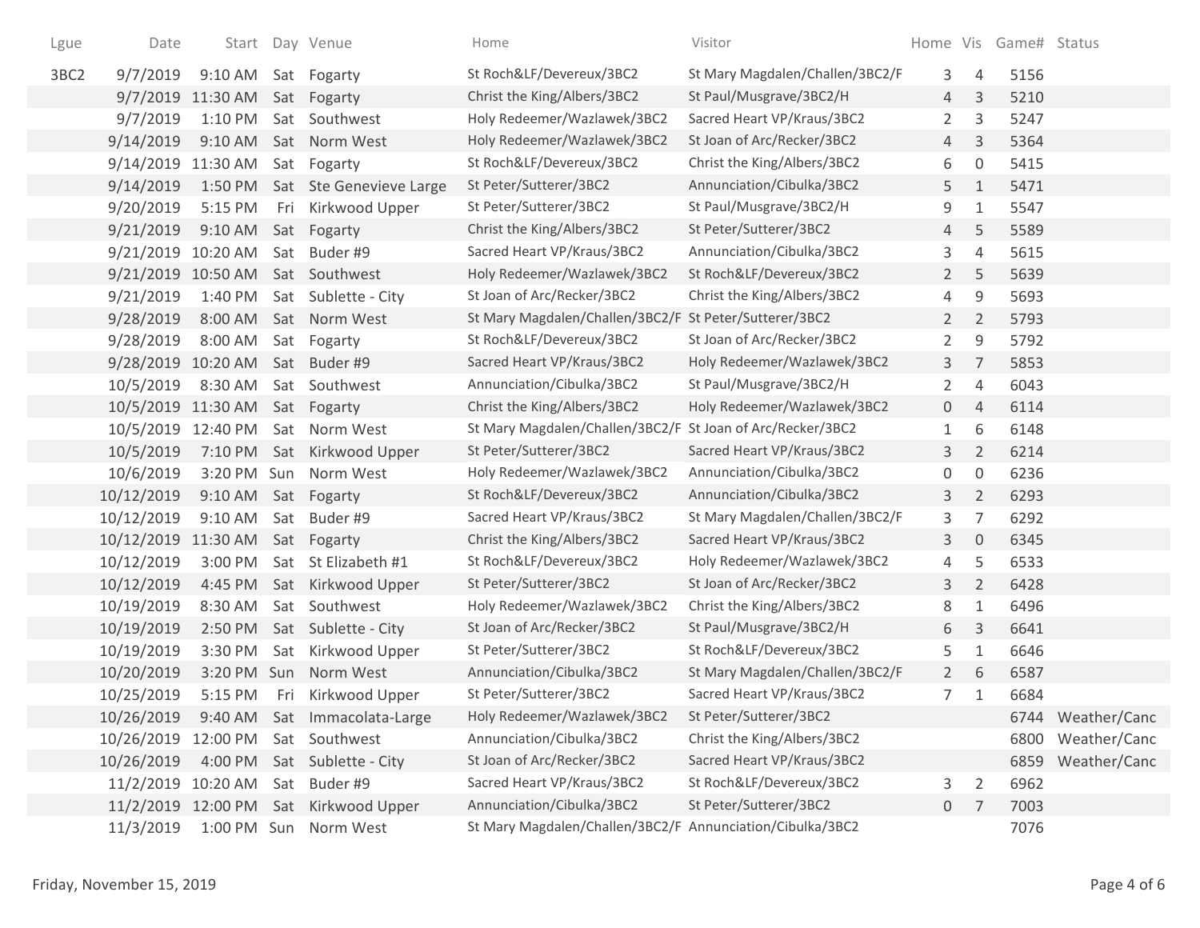| Lgue | Date | Start | Day | Venue | Home | Visitor | Home | Vis | Game# | Status |
|---|---|---|---|---|---|---|---|---|---|---|
| 3BC2 | 9/7/2019 | 9:10 AM | Sat | Fogarty | St Roch&LF/Devereux/3BC2 | St Mary Magdalen/Challen/3BC2/F | 3 | 4 | 5156 | |
| | 9/7/2019 | 11:30 AM | Sat | Fogarty | Christ the King/Albers/3BC2 | St Paul/Musgrave/3BC2/H | 4 | 3 | 5210 | |
| | 9/7/2019 | 1:10 PM | Sat | Southwest | Holy Redeemer/Wazlawek/3BC2 | Sacred Heart VP/Kraus/3BC2 | 2 | 3 | 5247 | |
| | 9/14/2019 | 9:10 AM | Sat | Norm West | Holy Redeemer/Wazlawek/3BC2 | St Joan of Arc/Recker/3BC2 | 4 | 3 | 5364 | |
| | 9/14/2019 | 11:30 AM | Sat | Fogarty | St Roch&LF/Devereux/3BC2 | Christ the King/Albers/3BC2 | 6 | 0 | 5415 | |
| | 9/14/2019 | 1:50 PM | Sat | Ste Genevieve Large | St Peter/Sutterer/3BC2 | Annunciation/Cibulka/3BC2 | 5 | 1 | 5471 | |
| | 9/20/2019 | 5:15 PM | Fri | Kirkwood Upper | St Peter/Sutterer/3BC2 | St Paul/Musgrave/3BC2/H | 9 | 1 | 5547 | |
| | 9/21/2019 | 9:10 AM | Sat | Fogarty | Christ the King/Albers/3BC2 | St Peter/Sutterer/3BC2 | 4 | 5 | 5589 | |
| | 9/21/2019 | 10:20 AM | Sat | Buder #9 | Sacred Heart VP/Kraus/3BC2 | Annunciation/Cibulka/3BC2 | 3 | 4 | 5615 | |
| | 9/21/2019 | 10:50 AM | Sat | Southwest | Holy Redeemer/Wazlawek/3BC2 | St Roch&LF/Devereux/3BC2 | 2 | 5 | 5639 | |
| | 9/21/2019 | 1:40 PM | Sat | Sublette - City | St Joan of Arc/Recker/3BC2 | Christ the King/Albers/3BC2 | 4 | 9 | 5693 | |
| | 9/28/2019 | 8:00 AM | Sat | Norm West | St Mary Magdalen/Challen/3BC2/F | St Peter/Sutterer/3BC2 | 2 | 2 | 5793 | |
| | 9/28/2019 | 8:00 AM | Sat | Fogarty | St Roch&LF/Devereux/3BC2 | St Joan of Arc/Recker/3BC2 | 2 | 9 | 5792 | |
| | 9/28/2019 | 10:20 AM | Sat | Buder #9 | Sacred Heart VP/Kraus/3BC2 | Holy Redeemer/Wazlawek/3BC2 | 3 | 7 | 5853 | |
| | 10/5/2019 | 8:30 AM | Sat | Southwest | Annunciation/Cibulka/3BC2 | St Paul/Musgrave/3BC2/H | 2 | 4 | 6043 | |
| | 10/5/2019 | 11:30 AM | Sat | Fogarty | Christ the King/Albers/3BC2 | Holy Redeemer/Wazlawek/3BC2 | 0 | 4 | 6114 | |
| | 10/5/2019 | 12:40 PM | Sat | Norm West | St Mary Magdalen/Challen/3BC2/F | St Joan of Arc/Recker/3BC2 | 1 | 6 | 6148 | |
| | 10/5/2019 | 7:10 PM | Sat | Kirkwood Upper | St Peter/Sutterer/3BC2 | Sacred Heart VP/Kraus/3BC2 | 3 | 2 | 6214 | |
| | 10/6/2019 | 3:20 PM | Sun | Norm West | Holy Redeemer/Wazlawek/3BC2 | Annunciation/Cibulka/3BC2 | 0 | 0 | 6236 | |
| | 10/12/2019 | 9:10 AM | Sat | Fogarty | St Roch&LF/Devereux/3BC2 | Annunciation/Cibulka/3BC2 | 3 | 2 | 6293 | |
| | 10/12/2019 | 9:10 AM | Sat | Buder #9 | Sacred Heart VP/Kraus/3BC2 | St Mary Magdalen/Challen/3BC2/F | 3 | 7 | 6292 | |
| | 10/12/2019 | 11:30 AM | Sat | Fogarty | Christ the King/Albers/3BC2 | Sacred Heart VP/Kraus/3BC2 | 3 | 0 | 6345 | |
| | 10/12/2019 | 3:00 PM | Sat | St Elizabeth #1 | St Roch&LF/Devereux/3BC2 | Holy Redeemer/Wazlawek/3BC2 | 4 | 5 | 6533 | |
| | 10/12/2019 | 4:45 PM | Sat | Kirkwood Upper | St Peter/Sutterer/3BC2 | St Joan of Arc/Recker/3BC2 | 3 | 2 | 6428 | |
| | 10/19/2019 | 8:30 AM | Sat | Southwest | Holy Redeemer/Wazlawek/3BC2 | Christ the King/Albers/3BC2 | 8 | 1 | 6496 | |
| | 10/19/2019 | 2:50 PM | Sat | Sublette - City | St Joan of Arc/Recker/3BC2 | St Paul/Musgrave/3BC2/H | 6 | 3 | 6641 | |
| | 10/19/2019 | 3:30 PM | Sat | Kirkwood Upper | St Peter/Sutterer/3BC2 | St Roch&LF/Devereux/3BC2 | 5 | 1 | 6646 | |
| | 10/20/2019 | 3:20 PM | Sun | Norm West | Annunciation/Cibulka/3BC2 | St Mary Magdalen/Challen/3BC2/F | 2 | 6 | 6587 | |
| | 10/25/2019 | 5:15 PM | Fri | Kirkwood Upper | St Peter/Sutterer/3BC2 | Sacred Heart VP/Kraus/3BC2 | 7 | 1 | 6684 | |
| | 10/26/2019 | 9:40 AM | Sat | Immacolata-Large | Holy Redeemer/Wazlawek/3BC2 | St Peter/Sutterer/3BC2 | | | 6744 | Weather/Canc |
| | 10/26/2019 | 12:00 PM | Sat | Southwest | Annunciation/Cibulka/3BC2 | Christ the King/Albers/3BC2 | | | 6800 | Weather/Canc |
| | 10/26/2019 | 4:00 PM | Sat | Sublette - City | St Joan of Arc/Recker/3BC2 | Sacred Heart VP/Kraus/3BC2 | | | 6859 | Weather/Canc |
| | 11/2/2019 | 10:20 AM | Sat | Buder #9 | Sacred Heart VP/Kraus/3BC2 | St Roch&LF/Devereux/3BC2 | 3 | 2 | 6962 | |
| | 11/2/2019 | 12:00 PM | Sat | Kirkwood Upper | Annunciation/Cibulka/3BC2 | St Peter/Sutterer/3BC2 | 0 | 7 | 7003 | |
| | 11/3/2019 | 1:00 PM | Sun | Norm West | St Mary Magdalen/Challen/3BC2/F | Annunciation/Cibulka/3BC2 | | | 7076 | |

Friday, November 15, 2019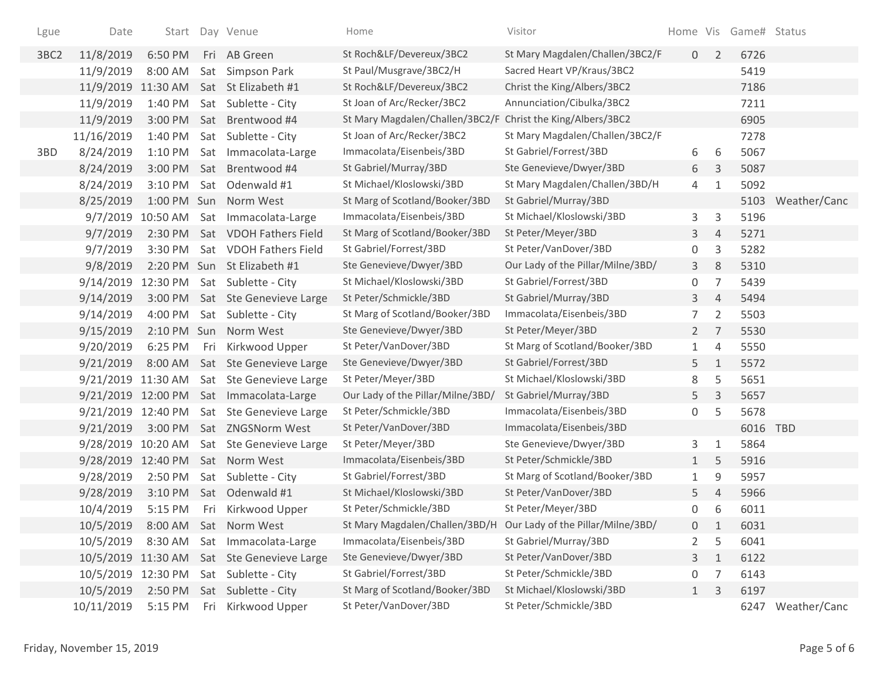| Lgue | Date | Start | Day | Venue | Home | Visitor | Home | Vis | Game# | Status |
|---|---|---|---|---|---|---|---|---|---|---|
| 3BC2 | 11/8/2019 | 6:50 PM | Fri | AB Green | St Roch&LF/Devereux/3BC2 | St Mary Magdalen/Challen/3BC2/F | 0 | 2 | 6726 | |
| | 11/9/2019 | 8:00 AM | Sat | Simpson Park | St Paul/Musgrave/3BC2/H | Sacred Heart VP/Kraus/3BC2 | | | 5419 | |
| | 11/9/2019 | 11:30 AM | Sat | St Elizabeth #1 | St Roch&LF/Devereux/3BC2 | Christ the King/Albers/3BC2 | | | 7186 | |
| | 11/9/2019 | 1:40 PM | Sat | Sublette - City | St Joan of Arc/Recker/3BC2 | Annunciation/Cibulka/3BC2 | | | 7211 | |
| | 11/9/2019 | 3:00 PM | Sat | Brentwood #4 | St Mary Magdalen/Challen/3BC2/F | Christ the King/Albers/3BC2 | | | 6905 | |
| | 11/16/2019 | 1:40 PM | Sat | Sublette - City | St Joan of Arc/Recker/3BC2 | St Mary Magdalen/Challen/3BC2/F | | | 7278 | |
| 3BD | 8/24/2019 | 1:10 PM | Sat | Immacolata-Large | Immacolata/Eisenbeis/3BD | St Gabriel/Forrest/3BD | 6 | 6 | 5067 | |
| | 8/24/2019 | 3:00 PM | Sat | Brentwood #4 | St Gabriel/Murray/3BD | Ste Genevieve/Dwyer/3BD | 6 | 3 | 5087 | |
| | 8/24/2019 | 3:10 PM | Sat | Odenwald #1 | St Michael/Kloslowski/3BD | St Mary Magdalen/Challen/3BD/H | 4 | 1 | 5092 | |
| | 8/25/2019 | 1:00 PM | Sun | Norm West | St Marg of Scotland/Booker/3BD | St Gabriel/Murray/3BD | | | 5103 | Weather/Canc |
| | 9/7/2019 | 10:50 AM | Sat | Immacolata-Large | Immacolata/Eisenbeis/3BD | St Michael/Kloslowski/3BD | 3 | 3 | 5196 | |
| | 9/7/2019 | 2:30 PM | Sat | VDOH Fathers Field | St Marg of Scotland/Booker/3BD | St Peter/Meyer/3BD | 3 | 4 | 5271 | |
| | 9/7/2019 | 3:30 PM | Sat | VDOH Fathers Field | St Gabriel/Forrest/3BD | St Peter/VanDover/3BD | 0 | 3 | 5282 | |
| | 9/8/2019 | 2:20 PM | Sun | St Elizabeth #1 | Ste Genevieve/Dwyer/3BD | Our Lady of the Pillar/Milne/3BD/ | 3 | 8 | 5310 | |
| | 9/14/2019 | 12:30 PM | Sat | Sublette - City | St Michael/Kloslowski/3BD | St Gabriel/Forrest/3BD | 0 | 7 | 5439 | |
| | 9/14/2019 | 3:00 PM | Sat | Ste Genevieve Large | St Peter/Schmickle/3BD | St Gabriel/Murray/3BD | 3 | 4 | 5494 | |
| | 9/14/2019 | 4:00 PM | Sat | Sublette - City | St Marg of Scotland/Booker/3BD | Immacolata/Eisenbeis/3BD | 7 | 2 | 5503 | |
| | 9/15/2019 | 2:10 PM | Sun | Norm West | Ste Genevieve/Dwyer/3BD | St Peter/Meyer/3BD | 2 | 7 | 5530 | |
| | 9/20/2019 | 6:25 PM | Fri | Kirkwood Upper | St Peter/VanDover/3BD | St Marg of Scotland/Booker/3BD | 1 | 4 | 5550 | |
| | 9/21/2019 | 8:00 AM | Sat | Ste Genevieve Large | Ste Genevieve/Dwyer/3BD | St Gabriel/Forrest/3BD | 5 | 1 | 5572 | |
| | 9/21/2019 | 11:30 AM | Sat | Ste Genevieve Large | St Peter/Meyer/3BD | St Michael/Kloslowski/3BD | 8 | 5 | 5651 | |
| | 9/21/2019 | 12:00 PM | Sat | Immacolata-Large | Our Lady of the Pillar/Milne/3BD/ | St Gabriel/Murray/3BD | 5 | 3 | 5657 | |
| | 9/21/2019 | 12:40 PM | Sat | Ste Genevieve Large | St Peter/Schmickle/3BD | Immacolata/Eisenbeis/3BD | 0 | 5 | 5678 | |
| | 9/21/2019 | 3:00 PM | Sat | ZNGSNorm West | St Peter/VanDover/3BD | Immacolata/Eisenbeis/3BD | | | 6016 | TBD |
| | 9/28/2019 | 10:20 AM | Sat | Ste Genevieve Large | St Peter/Meyer/3BD | Ste Genevieve/Dwyer/3BD | 3 | 1 | 5864 | |
| | 9/28/2019 | 12:40 PM | Sat | Norm West | Immacolata/Eisenbeis/3BD | St Peter/Schmickle/3BD | 1 | 5 | 5916 | |
| | 9/28/2019 | 2:50 PM | Sat | Sublette - City | St Gabriel/Forrest/3BD | St Marg of Scotland/Booker/3BD | 1 | 9 | 5957 | |
| | 9/28/2019 | 3:10 PM | Sat | Odenwald #1 | St Michael/Kloslowski/3BD | St Peter/VanDover/3BD | 5 | 4 | 5966 | |
| | 10/4/2019 | 5:15 PM | Fri | Kirkwood Upper | St Peter/Schmickle/3BD | St Peter/Meyer/3BD | 0 | 6 | 6011 | |
| | 10/5/2019 | 8:00 AM | Sat | Norm West | St Mary Magdalen/Challen/3BD/H | Our Lady of the Pillar/Milne/3BD/ | 0 | 1 | 6031 | |
| | 10/5/2019 | 8:30 AM | Sat | Immacolata-Large | Immacolata/Eisenbeis/3BD | St Gabriel/Murray/3BD | 2 | 5 | 6041 | |
| | 10/5/2019 | 11:30 AM | Sat | Ste Genevieve Large | Ste Genevieve/Dwyer/3BD | St Peter/VanDover/3BD | 3 | 1 | 6122 | |
| | 10/5/2019 | 12:30 PM | Sat | Sublette - City | St Gabriel/Forrest/3BD | St Peter/Schmickle/3BD | 0 | 7 | 6143 | |
| | 10/5/2019 | 2:50 PM | Sat | Sublette - City | St Marg of Scotland/Booker/3BD | St Michael/Kloslowski/3BD | 1 | 3 | 6197 | |
| | 10/11/2019 | 5:15 PM | Fri | Kirkwood Upper | St Peter/VanDover/3BD | St Peter/Schmickle/3BD | | | 6247 | Weather/Canc |

Friday, November 15, 2019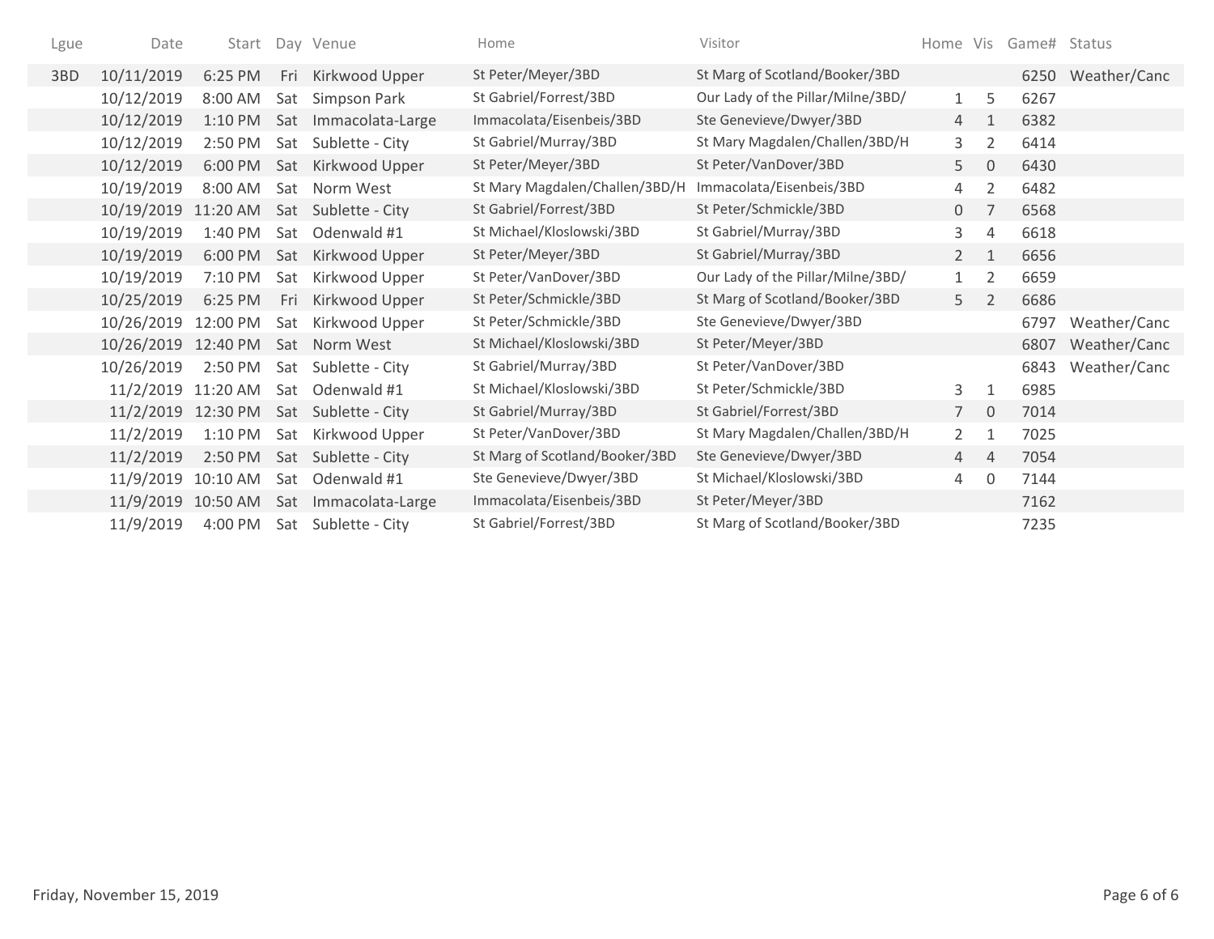| Lgue | Date | Start | Day | Venue | Home | Visitor | Home | Vis | Game# | Status |
| --- | --- | --- | --- | --- | --- | --- | --- | --- | --- | --- |
| 3BD | 10/11/2019 | 6:25 PM | Fri | Kirkwood Upper | St Peter/Meyer/3BD | St Marg of Scotland/Booker/3BD | | | 6250 | Weather/Canc |
| | 10/12/2019 | 8:00 AM | Sat | Simpson Park | St Gabriel/Forrest/3BD | Our Lady of the Pillar/Milne/3BD/ | 1 | 5 | 6267 | |
| | 10/12/2019 | 1:10 PM | Sat | Immacolata-Large | Immacolata/Eisenbeis/3BD | Ste Genevieve/Dwyer/3BD | 4 | 1 | 6382 | |
| | 10/12/2019 | 2:50 PM | Sat | Sublette - City | St Gabriel/Murray/3BD | St Mary Magdalen/Challen/3BD/H | 3 | 2 | 6414 | |
| | 10/12/2019 | 6:00 PM | Sat | Kirkwood Upper | St Peter/Meyer/3BD | St Peter/VanDover/3BD | 5 | 0 | 6430 | |
| | 10/19/2019 | 8:00 AM | Sat | Norm West | St Mary Magdalen/Challen/3BD/H | Immacolata/Eisenbeis/3BD | 4 | 2 | 6482 | |
| | 10/19/2019 | 11:20 AM | Sat | Sublette - City | St Gabriel/Forrest/3BD | St Peter/Schmickle/3BD | 0 | 7 | 6568 | |
| | 10/19/2019 | 1:40 PM | Sat | Odenwald #1 | St Michael/Kloslowski/3BD | St Gabriel/Murray/3BD | 3 | 4 | 6618 | |
| | 10/19/2019 | 6:00 PM | Sat | Kirkwood Upper | St Peter/Meyer/3BD | St Gabriel/Murray/3BD | 2 | 1 | 6656 | |
| | 10/19/2019 | 7:10 PM | Sat | Kirkwood Upper | St Peter/VanDover/3BD | Our Lady of the Pillar/Milne/3BD/ | 1 | 2 | 6659 | |
| | 10/25/2019 | 6:25 PM | Fri | Kirkwood Upper | St Peter/Schmickle/3BD | St Marg of Scotland/Booker/3BD | 5 | 2 | 6686 | |
| | 10/26/2019 | 12:00 PM | Sat | Kirkwood Upper | St Peter/Schmickle/3BD | Ste Genevieve/Dwyer/3BD | | | 6797 | Weather/Canc |
| | 10/26/2019 | 12:40 PM | Sat | Norm West | St Michael/Kloslowski/3BD | St Peter/Meyer/3BD | | | 6807 | Weather/Canc |
| | 10/26/2019 | 2:50 PM | Sat | Sublette - City | St Gabriel/Murray/3BD | St Peter/VanDover/3BD | | | 6843 | Weather/Canc |
| | 11/2/2019 | 11:20 AM | Sat | Odenwald #1 | St Michael/Kloslowski/3BD | St Peter/Schmickle/3BD | 3 | 1 | 6985 | |
| | 11/2/2019 | 12:30 PM | Sat | Sublette - City | St Gabriel/Murray/3BD | St Gabriel/Forrest/3BD | 7 | 0 | 7014 | |
| | 11/2/2019 | 1:10 PM | Sat | Kirkwood Upper | St Peter/VanDover/3BD | St Mary Magdalen/Challen/3BD/H | 2 | 1 | 7025 | |
| | 11/2/2019 | 2:50 PM | Sat | Sublette - City | St Marg of Scotland/Booker/3BD | Ste Genevieve/Dwyer/3BD | 4 | 4 | 7054 | |
| | 11/9/2019 | 10:10 AM | Sat | Odenwald #1 | Ste Genevieve/Dwyer/3BD | St Michael/Kloslowski/3BD | 4 | 0 | 7144 | |
| | 11/9/2019 | 10:50 AM | Sat | Immacolata-Large | Immacolata/Eisenbeis/3BD | St Peter/Meyer/3BD | | | 7162 | |
| | 11/9/2019 | 4:00 PM | Sat | Sublette - City | St Gabriel/Forrest/3BD | St Marg of Scotland/Booker/3BD | | | 7235 | |

Friday, November 15, 2019